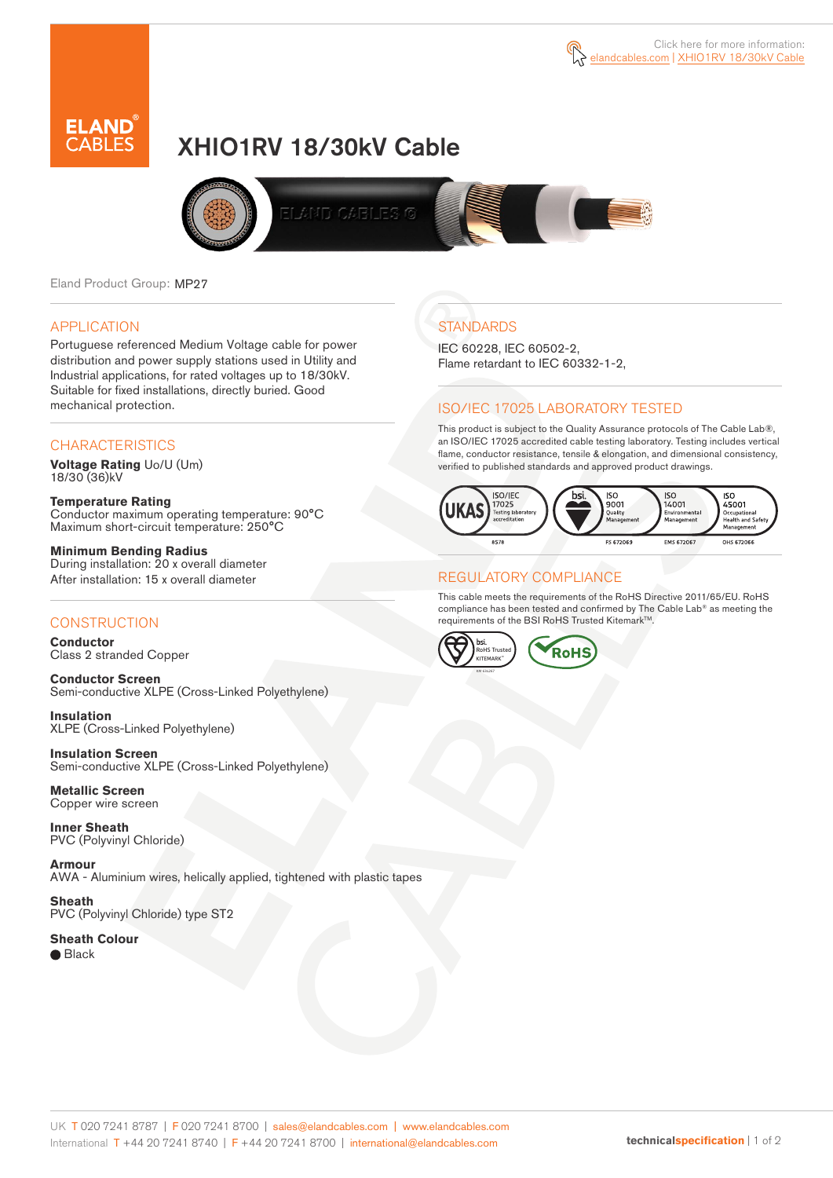Click here for more information: elandcables.com | XHIO1RV 18/30kV Cable

# XHIO1RV 18/30kV Cable

Eland Product Group: MP27

## APPLICATION

Portuguese referenced Medium Voltage cable for power distribution and power supply stations used in Utility and Industrial applications, for rated voltages up to 18/30kV. Suitable for fixed installations, directly buried. Good mechanical protection.

## CHARACTERISTICS

**Voltage Rating** Uo/U (Um)
18/30 (36)kV

**Temperature Rating**
Conductor maximum operating temperature: 90°C
Maximum short-circuit temperature: 250°C

**Minimum Bending Radius**
During installation: 20 x overall diameter
After installation: 15 x overall diameter

## CONSTRUCTION

**Conductor**
Class 2 stranded Copper

**Conductor Screen**
Semi-conductive XLPE (Cross-Linked Polyethylene)

**Insulation**
XLPE (Cross-Linked Polyethylene)

**Insulation Screen**
Semi-conductive XLPE (Cross-Linked Polyethylene)

**Metallic Screen**
Copper wire screen

**Inner Sheath**
PVC (Polyvinyl Chloride)

**Armour**
AWA - Aluminium wires, helically applied, tightened with plastic tapes

**Sheath**
PVC (Polyvinyl Chloride) type ST2

**Sheath Colour**
● Black

## STANDARDS

IEC 60228, IEC 60502-2,
Flame retardant to IEC 60332-1-2,

## ISO/IEC 17025 LABORATORY TESTED

This product is subject to the Quality Assurance protocols of The Cable Lab®, an ISO/IEC 17025 accredited cable testing laboratory. Testing includes vertical flame, conductor resistance, tensile & elongation, and dimensional consistency, verified to published standards and approved product drawings.

UKAS ISO/IEC 17025 Testing laboratory accreditation 8578 | bsi. ISO 9001 Quality Management FS 672069 | ISO 14001 Environmental Management EMS 672067 | ISO 45001 Occupational Health and Safety Management OHS 672066

## REGULATORY COMPLIANCE

This cable meets the requirements of the RoHS Directive 2011/65/EU. RoHS compliance has been tested and confirmed by The Cable Lab® as meeting the requirements of the BSI RoHS Trusted Kitemark™.

bsi. RoHS Trusted KITEMARK™ | RoHS

UK T 020 7241 8787 | F 020 7241 8700 | sales@elandcables.com | www.elandcables.com
International T +44 20 7241 8740 | F +44 20 7241 8700 | international@elandcables.com

technicalspecification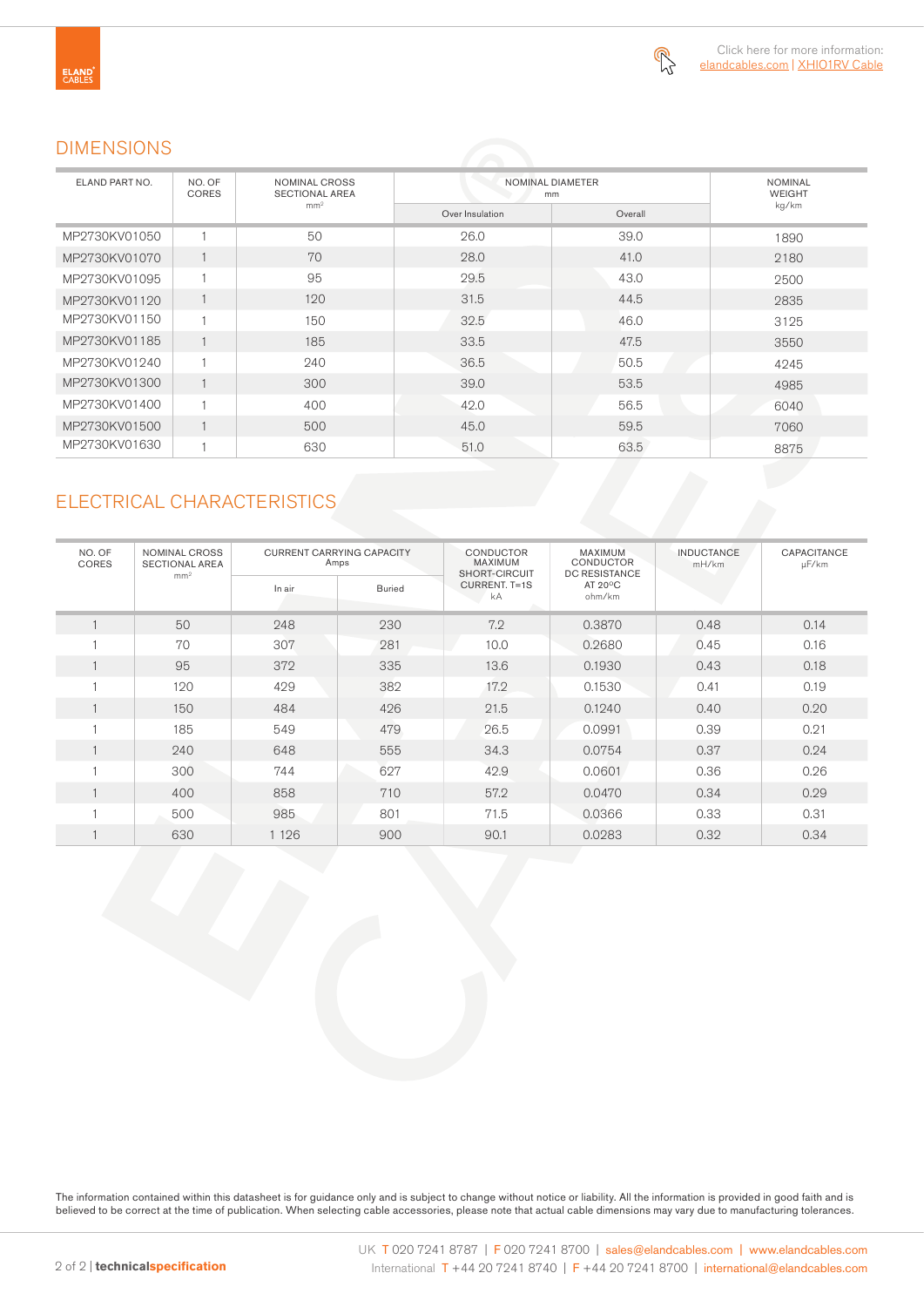Click here for more information: elandcables.com | XHIO1RV Cable

## DIMENSIONS

| ELAND PART NO. | NO. OF CORES | NOMINAL CROSS SECTIONAL AREA mm² | NOMINAL DIAMETER mm | | NOMINAL WEIGHT kg/km |
|---|---|---|---|---|---|
| | | | Over Insulation | Overall | |
| MP2730KV01050 | 1 | 50 | 26.0 | 39.0 | 1890 |
| MP2730KV01070 | 1 | 70 | 28.0 | 41.0 | 2180 |
| MP2730KV01095 | 1 | 95 | 29.5 | 43.0 | 2500 |
| MP2730KV01120 | 1 | 120 | 31.5 | 44.5 | 2835 |
| MP2730KV01150 | 1 | 150 | 32.5 | 46.0 | 3125 |
| MP2730KV01185 | 1 | 185 | 33.5 | 47.5 | 3550 |
| MP2730KV01240 | 1 | 240 | 36.5 | 50.5 | 4245 |
| MP2730KV01300 | 1 | 300 | 39.0 | 53.5 | 4985 |
| MP2730KV01400 | 1 | 400 | 42.0 | 56.5 | 6040 |
| MP2730KV01500 | 1 | 500 | 45.0 | 59.5 | 7060 |
| MP2730KV01630 | 1 | 630 | 51.0 | 63.5 | 8875 |

## ELECTRICAL CHARACTERISTICS

| NO. OF CORES | NOMINAL CROSS SECTIONAL AREA mm² | CURRENT CARRYING CAPACITY Amps | | CONDUCTOR MAXIMUM SHORT-CIRCUIT CURRENT. T=1S kA | MAXIMUM CONDUCTOR DC RESISTANCE AT 20ºC ohm/km | INDUCTANCE mH/km | CAPACITANCE µF/km |
|---|---|---|---|---|---|---|---|
| | | In air | Buried | | | | |
| 1 | 50 | 248 | 230 | 7.2 | 0.3870 | 0.48 | 0.14 |
| 1 | 70 | 307 | 281 | 10.0 | 0.2680 | 0.45 | 0.16 |
| 1 | 95 | 372 | 335 | 13.6 | 0.1930 | 0.43 | 0.18 |
| 1 | 120 | 429 | 382 | 17.2 | 0.1530 | 0.41 | 0.19 |
| 1 | 150 | 484 | 426 | 21.5 | 0.1240 | 0.40 | 0.20 |
| 1 | 185 | 549 | 479 | 26.5 | 0.0991 | 0.39 | 0.21 |
| 1 | 240 | 648 | 555 | 34.3 | 0.0754 | 0.37 | 0.24 |
| 1 | 300 | 744 | 627 | 42.9 | 0.0601 | 0.36 | 0.26 |
| 1 | 400 | 858 | 710 | 57.2 | 0.0470 | 0.34 | 0.29 |
| 1 | 500 | 985 | 801 | 71.5 | 0.0366 | 0.33 | 0.31 |
| 1 | 630 | 1 126 | 900 | 90.1 | 0.0283 | 0.32 | 0.34 |

The information contained within this datasheet is for guidance only and is subject to change without notice or liability. All the information is provided in good faith and is believed to be correct at the time of publication. When selecting cable accessories, please note that actual cable dimensions may vary due to manufacturing tolerances.

UK T 020 7241 8787 | F 020 7241 8700 | sales@elandcables.com | www.elandcables.com
International T +44 20 7241 8740 | F +44 20 7241 8700 | international@elandcables.com